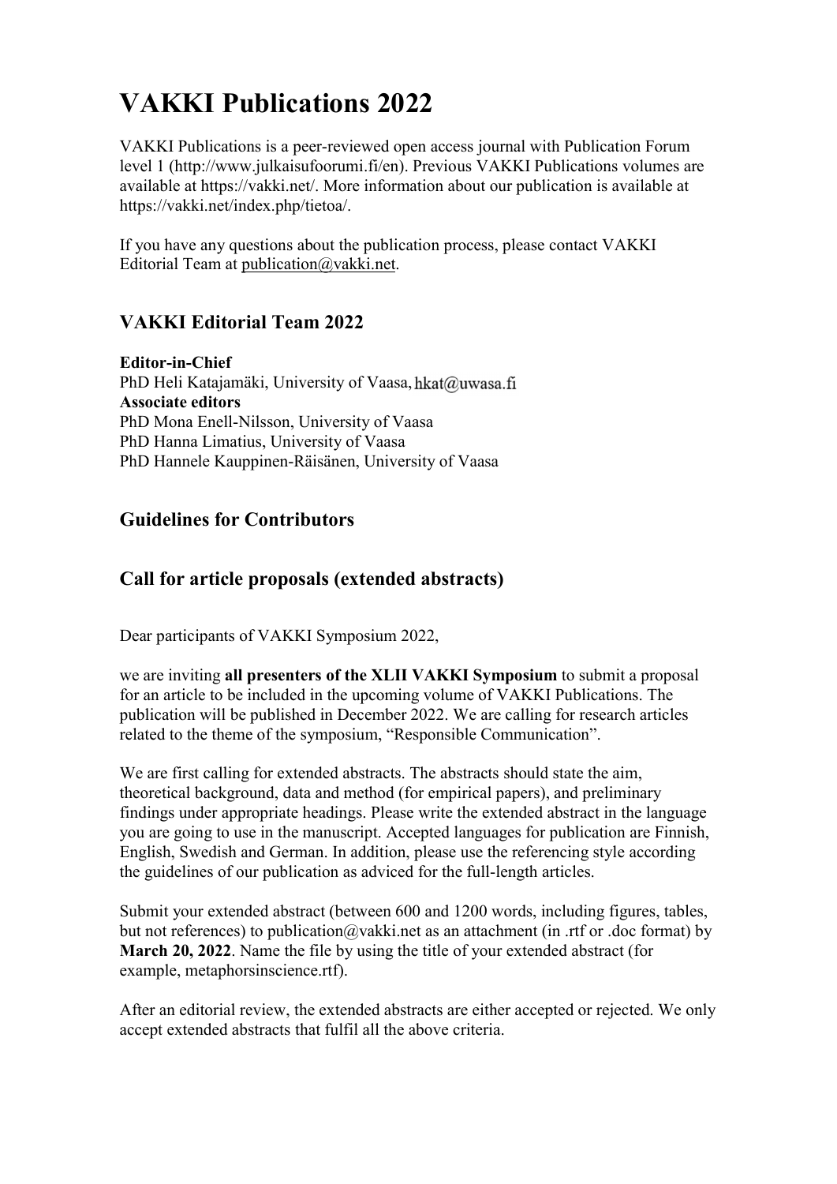# VAKKI Publications 2022

VAKKI Publications is a peer-reviewed open access journal with Publication Forum level 1 (http://www.julkaisufoorumi.fi/en). Previous VAKKI Publications volumes are available at https://vakki.net/. More information about our publication is available at https://vakki.net/index.php/tietoa/.

If you have any questions about the publication process, please contact VAKKI Editorial Team at publication@vakki.net.

## VAKKI Editorial Team 2022

**Editor-in-Chief**
PhD Heli Katajamäki, University of Vaasa, hkat@uwasa.fi
**Associate editors**
PhD Mona Enell-Nilsson, University of Vaasa
PhD Hanna Limatius, University of Vaasa
PhD Hannele Kauppinen-Räisänen, University of Vaasa

## Guidelines for Contributors

## Call for article proposals (extended abstracts)

Dear participants of VAKKI Symposium 2022,

we are inviting **all presenters of the XLII VAKKI Symposium** to submit a proposal for an article to be included in the upcoming volume of VAKKI Publications. The publication will be published in December 2022. We are calling for research articles related to the theme of the symposium, "Responsible Communication".

We are first calling for extended abstracts. The abstracts should state the aim, theoretical background, data and method (for empirical papers), and preliminary findings under appropriate headings. Please write the extended abstract in the language you are going to use in the manuscript. Accepted languages for publication are Finnish, English, Swedish and German. In addition, please use the referencing style according the guidelines of our publication as adviced for the full-length articles.

Submit your extended abstract (between 600 and 1200 words, including figures, tables, but not references) to publication@vakki.net as an attachment (in .rtf or .doc format) by **March 20, 2022**. Name the file by using the title of your extended abstract (for example, metaphorsinscience.rtf).

After an editorial review, the extended abstracts are either accepted or rejected. We only accept extended abstracts that fulfil all the above criteria.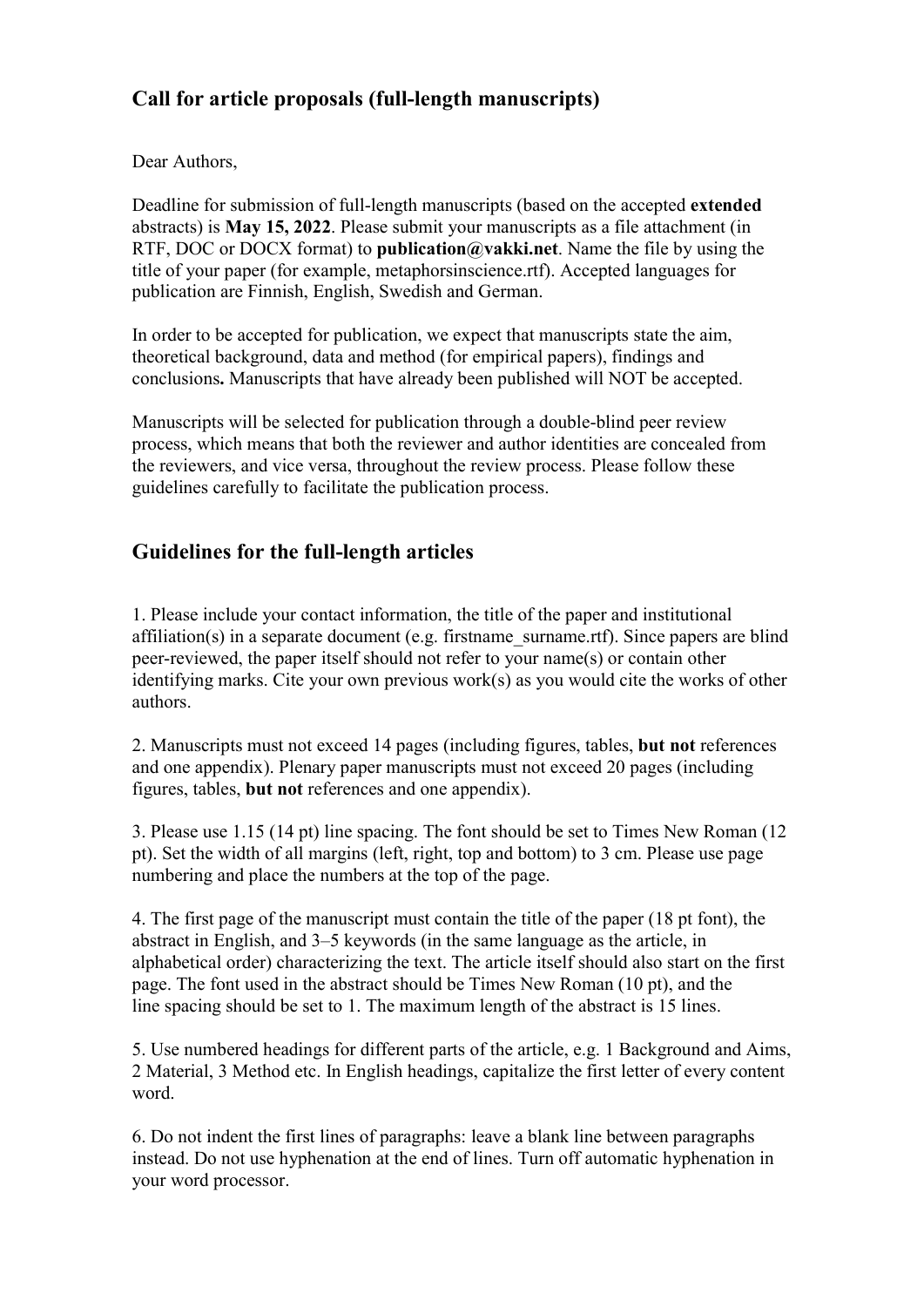## Call for article proposals (full-length manuscripts)

Dear Authors,

Deadline for submission of full-length manuscripts (based on the accepted **extended** abstracts) is **May 15, 2022**. Please submit your manuscripts as a file attachment (in RTF, DOC or DOCX format) to **publication@vakki.net**. Name the file by using the title of your paper (for example, metaphorsinscience.rtf). Accepted languages for publication are Finnish, English, Swedish and German.

In order to be accepted for publication, we expect that manuscripts state the aim, theoretical background, data and method (for empirical papers), findings and conclusions**.** Manuscripts that have already been published will NOT be accepted.

Manuscripts will be selected for publication through a double-blind peer review process, which means that both the reviewer and author identities are concealed from the reviewers, and vice versa, throughout the review process. Please follow these guidelines carefully to facilitate the publication process.

## Guidelines for the full-length articles

1. Please include your contact information, the title of the paper and institutional affiliation(s) in a separate document (e.g. firstname_surname.rtf). Since papers are blind peer-reviewed, the paper itself should not refer to your name(s) or contain other identifying marks. Cite your own previous work(s) as you would cite the works of other authors.

2. Manuscripts must not exceed 14 pages (including figures, tables, **but not** references and one appendix). Plenary paper manuscripts must not exceed 20 pages (including figures, tables, **but not** references and one appendix).

3. Please use 1.15 (14 pt) line spacing. The font should be set to Times New Roman (12 pt). Set the width of all margins (left, right, top and bottom) to 3 cm. Please use page numbering and place the numbers at the top of the page.

4. The first page of the manuscript must contain the title of the paper (18 pt font), the abstract in English, and 3–5 keywords (in the same language as the article, in alphabetical order) characterizing the text. The article itself should also start on the first page. The font used in the abstract should be Times New Roman (10 pt), and the line spacing should be set to 1. The maximum length of the abstract is 15 lines.

5. Use numbered headings for different parts of the article, e.g. 1 Background and Aims, 2 Material, 3 Method etc. In English headings, capitalize the first letter of every content word.

6. Do not indent the first lines of paragraphs: leave a blank line between paragraphs instead. Do not use hyphenation at the end of lines. Turn off automatic hyphenation in your word processor.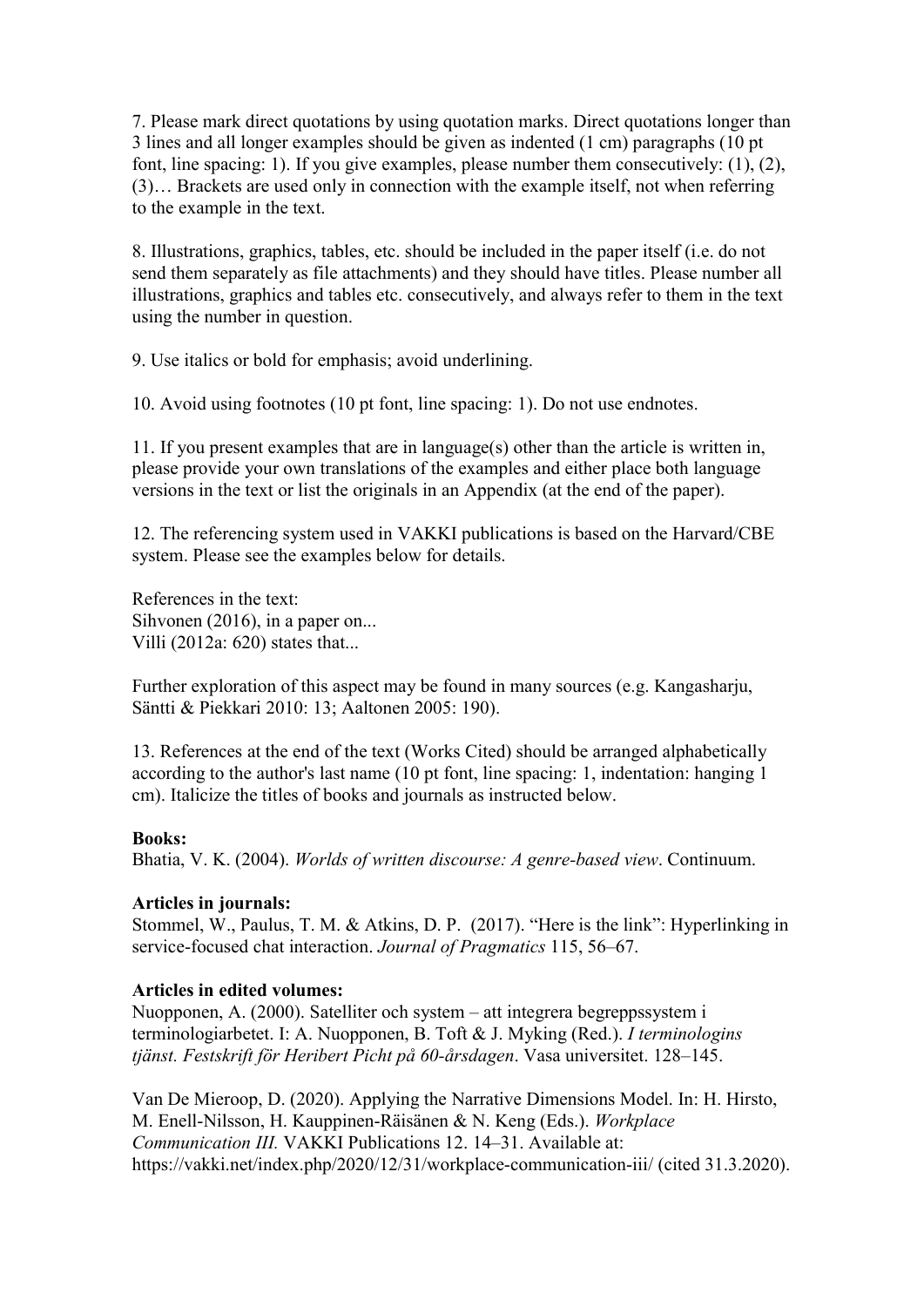7. Please mark direct quotations by using quotation marks. Direct quotations longer than 3 lines and all longer examples should be given as indented (1 cm) paragraphs (10 pt font, line spacing: 1). If you give examples, please number them consecutively: (1), (2), (3)… Brackets are used only in connection with the example itself, not when referring to the example in the text.

8. Illustrations, graphics, tables, etc. should be included in the paper itself (i.e. do not send them separately as file attachments) and they should have titles. Please number all illustrations, graphics and tables etc. consecutively, and always refer to them in the text using the number in question.

9. Use italics or bold for emphasis; avoid underlining.

10. Avoid using footnotes (10 pt font, line spacing: 1). Do not use endnotes.

11. If you present examples that are in language(s) other than the article is written in, please provide your own translations of the examples and either place both language versions in the text or list the originals in an Appendix (at the end of the paper).

12. The referencing system used in VAKKI publications is based on the Harvard/CBE system. Please see the examples below for details.

References in the text:
Sihvonen (2016), in a paper on...
Villi (2012a: 620) states that...

Further exploration of this aspect may be found in many sources (e.g. Kangasharju, Säntti & Piekkari 2010: 13; Aaltonen 2005: 190).

13. References at the end of the text (Works Cited) should be arranged alphabetically according to the author's last name (10 pt font, line spacing: 1, indentation: hanging 1 cm). Italicize the titles of books and journals as instructed below.

**Books:**
Bhatia, V. K. (2004). *Worlds of written discourse: A genre-based view*. Continuum.

**Articles in journals:**
Stommel, W., Paulus, T. M. & Atkins, D. P. (2017). "Here is the link": Hyperlinking in service-focused chat interaction. *Journal of Pragmatics* 115, 56–67.

**Articles in edited volumes:**
Nuopponen, A. (2000). Satelliter och system – att integrera begreppssystem i terminologiarbetet. I: A. Nuopponen, B. Toft & J. Myking (Red.). *I terminologins tjänst. Festskrift för Heribert Picht på 60-årsdagen*. Vasa universitet. 128–145.

Van De Mieroop, D. (2020). Applying the Narrative Dimensions Model. In: H. Hirsto, M. Enell-Nilsson, H. Kauppinen-Räisänen & N. Keng (Eds.). *Workplace Communication III.* VAKKI Publications 12. 14–31. Available at: https://vakki.net/index.php/2020/12/31/workplace-communication-iii/ (cited 31.3.2020).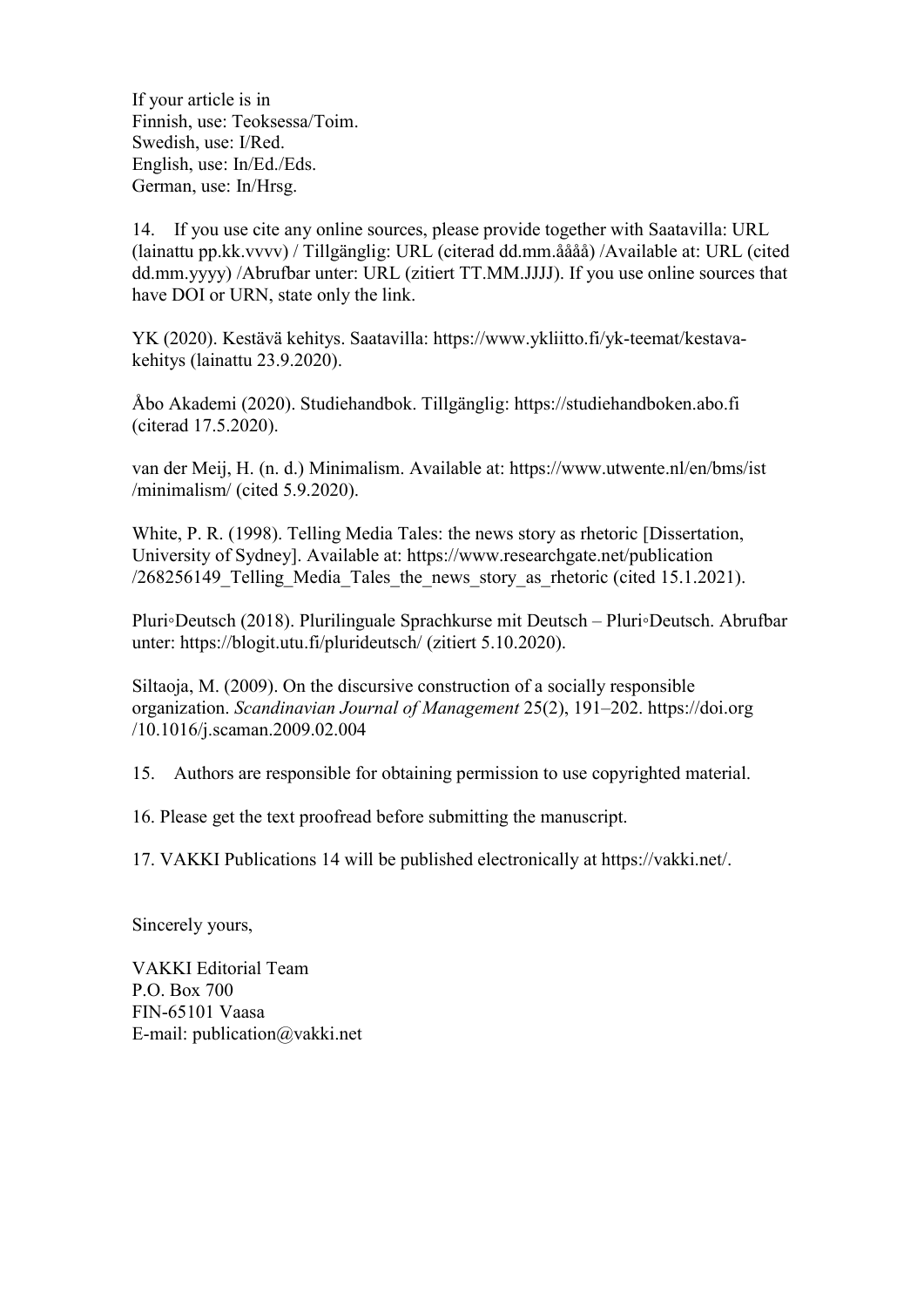If your article is in
Finnish, use: Teoksessa/Toim.
Swedish, use: I/Red.
English, use: In/Ed./Eds.
German, use: In/Hrsg.

14. If you use cite any online sources, please provide together with Saatavilla: URL (lainattu pp.kk.vvvv) / Tillgänglig: URL (citerad dd.mm.åååå) /Available at: URL (cited dd.mm.yyyy) /Abrufbar unter: URL (zitiert TT.MM.JJJJ). If you use online sources that have DOI or URN, state only the link.

YK (2020). Kestävä kehitys. Saatavilla: https://www.ykliitto.fi/yk-teemat/kestava-kehitys (lainattu 23.9.2020).

Åbo Akademi (2020). Studiehandbok. Tillgänglig: https://studiehandboken.abo.fi (citerad 17.5.2020).

van der Meij, H. (n. d.) Minimalism. Available at: https://www.utwente.nl/en/bms/ist /minimalism/ (cited 5.9.2020).

White, P. R. (1998). Telling Media Tales: the news story as rhetoric [Dissertation, University of Sydney]. Available at: https://www.researchgate.net/publication /268256149_Telling_Media_Tales_the_news_story_as_rhetoric (cited 15.1.2021).

Pluri◦Deutsch (2018). Plurilinguale Sprachkurse mit Deutsch – Pluri◦Deutsch. Abrufbar unter: https://blogit.utu.fi/plurideutsch/ (zitiert 5.10.2020).

Siltaoja, M. (2009). On the discursive construction of a socially responsible organization. *Scandinavian Journal of Management* 25(2), 191–202. https://doi.org /10.1016/j.scaman.2009.02.004

15. Authors are responsible for obtaining permission to use copyrighted material.

16. Please get the text proofread before submitting the manuscript.

17. VAKKI Publications 14 will be published electronically at https://vakki.net/.

Sincerely yours,

VAKKI Editorial Team
P.O. Box 700
FIN-65101 Vaasa
E-mail: publication@vakki.net